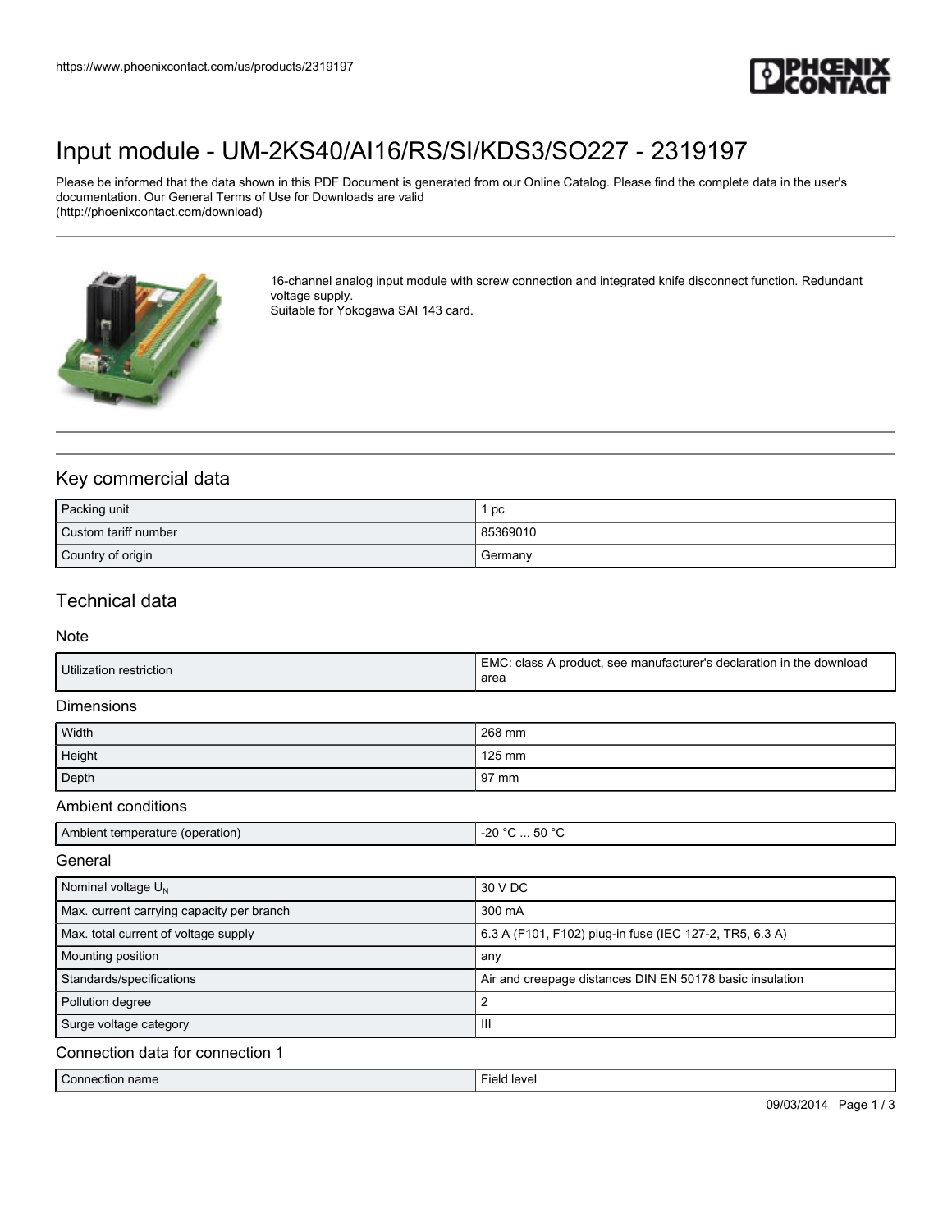https://www.phoenixcontact.com/us/products/2319197

# Input module - UM-2KS40/AI16/RS/SI/KDS3/SO227 - 2319197

Please be informed that the data shown in this PDF Document is generated from our Online Catalog. Please find the complete data in the user's documentation. Our General Terms of Use for Downloads are valid (http://phoenixcontact.com/download)

16-channel analog input module with screw connection and integrated knife disconnect function. Redundant voltage supply.
Suitable for Yokogawa SAI 143 card.

## Key commercial data

| | |
|---|---|
| Packing unit | 1 pc |
| Custom tariff number | 85369010 |
| Country of origin | Germany |

## Technical data

### Note

| | |
|---|---|
| Utilization restriction | EMC: class A product, see manufacturer's declaration in the download area |

### Dimensions

| | |
|---|---|
| Width | 268 mm |
| Height | 125 mm |
| Depth | 97 mm |

### Ambient conditions

| | |
|---|---|
| Ambient temperature (operation) | -20 °C ... 50 °C |

### General

| | |
|---|---|
| Nominal voltage $U_N$ | 30 V DC |
| Max. current carrying capacity per branch | 300 mA |
| Max. total current of voltage supply | 6.3 A (F101, F102) plug-in fuse (IEC 127-2, TR5, 6.3 A) |
| Mounting position | any |
| Standards/specifications | Air and creepage distances DIN EN 50178 basic insulation |
| Pollution degree | 2 |
| Surge voltage category | III |

### Connection data for connection 1

| | |
|---|---|
| Connection name | Field level |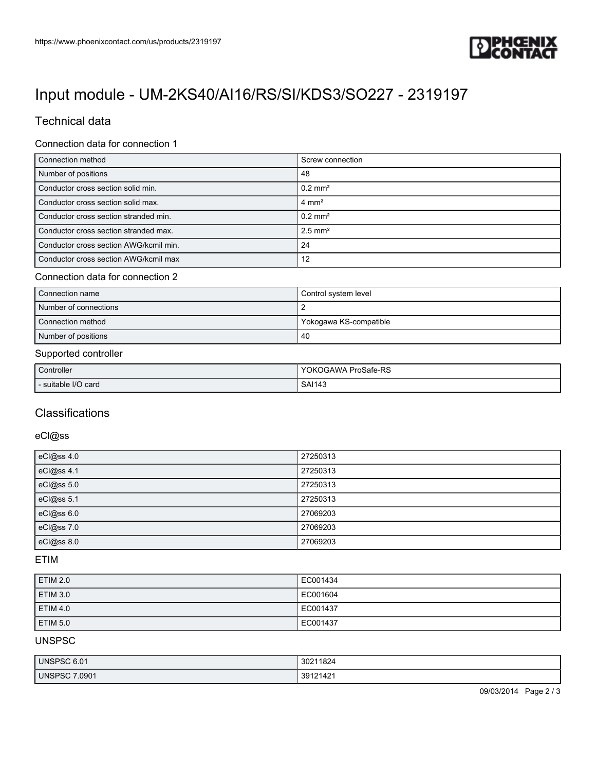# Input module - UM-2KS40/AI16/RS/SI/KDS3/SO227 - 2319197

## Technical data

### Connection data for connection 1

| | |
|---|---|
| Connection method | Screw connection |
| Number of positions | 48 |
| Conductor cross section solid min. | 0.2 mm² |
| Conductor cross section solid max. | 4 mm² |
| Conductor cross section stranded min. | 0.2 mm² |
| Conductor cross section stranded max. | 2.5 mm² |
| Conductor cross section AWG/kcmil min. | 24 |
| Conductor cross section AWG/kcmil max | 12 |

### Connection data for connection 2

| | |
|---|---|
| Connection name | Control system level |
| Number of connections | 2 |
| Connection method | Yokogawa KS-compatible |
| Number of positions | 40 |

### Supported controller

| | |
|---|---|
| Controller | YOKOGAWA ProSafe-RS |
| - suitable I/O card | SAI143 |

## Classifications

### eCl@ss

| | |
|---|---|
| eCl@ss 4.0 | 27250313 |
| eCl@ss 4.1 | 27250313 |
| eCl@ss 5.0 | 27250313 |
| eCl@ss 5.1 | 27250313 |
| eCl@ss 6.0 | 27069203 |
| eCl@ss 7.0 | 27069203 |
| eCl@ss 8.0 | 27069203 |

### ETIM

| | |
|---|---|
| ETIM 2.0 | EC001434 |
| ETIM 3.0 | EC001604 |
| ETIM 4.0 | EC001437 |
| ETIM 5.0 | EC001437 |

### UNSPSC

| | |
|---|---|
| UNSPSC 6.01 | 30211824 |
| UNSPSC 7.0901 | 39121421 |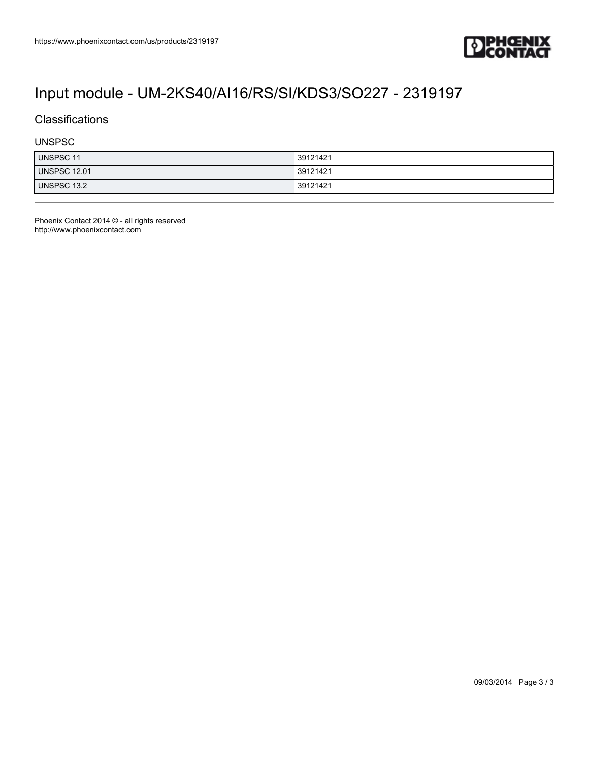# Input module - UM-2KS40/AI16/RS/SI/KDS3/SO227 - 2319197

## Classifications

### UNSPSC

| | |
|---|---|
| UNSPSC 11 | 39121421 |
| UNSPSC 12.01 | 39121421 |
| UNSPSC 13.2 | 39121421 |

Phoenix Contact 2014 © - all rights reserved
http://www.phoenixcontact.com